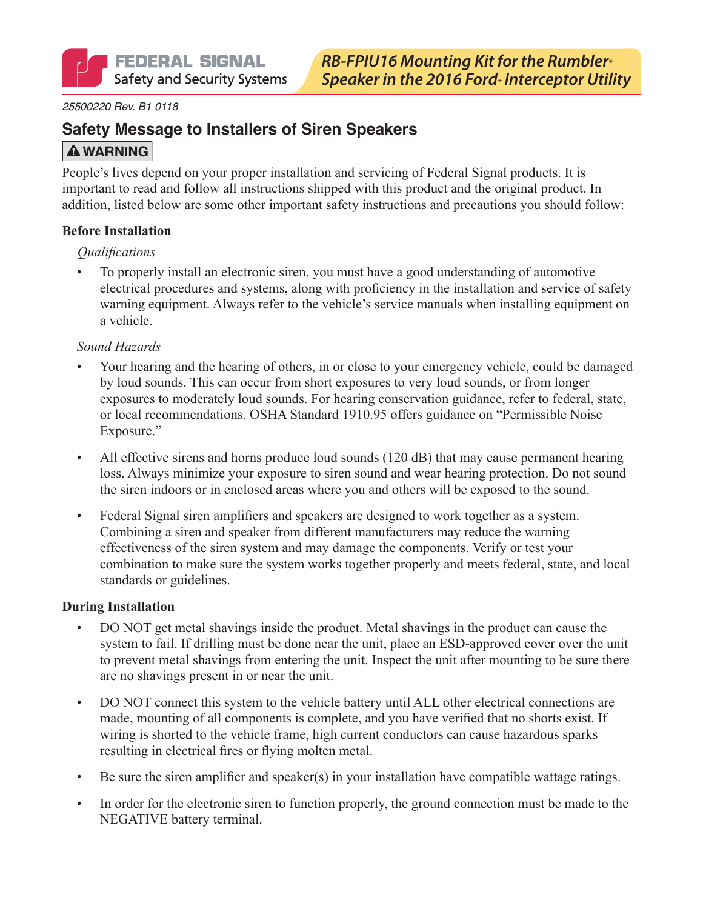FEDERAL SIGNAL
Safety and Security Systems

# RB-FPIU16 Mounting Kit for the Rumbler® Speaker in the 2016 Ford® Interceptor Utility

25500220 Rev. B1 0118

## Safety Message to Installers of Siren Speakers

**⚠ WARNING**

People's lives depend on your proper installation and servicing of Federal Signal products. It is important to read and follow all instructions shipped with this product and the original product. In addition, listed below are some other important safety instructions and precautions you should follow:

### Before Installation

*Qualifications*

- To properly install an electronic siren, you must have a good understanding of automotive electrical procedures and systems, along with proficiency in the installation and service of safety warning equipment. Always refer to the vehicle's service manuals when installing equipment on a vehicle.

*Sound Hazards*

- Your hearing and the hearing of others, in or close to your emergency vehicle, could be damaged by loud sounds. This can occur from short exposures to very loud sounds, or from longer exposures to moderately loud sounds. For hearing conservation guidance, refer to federal, state, or local recommendations. OSHA Standard 1910.95 offers guidance on "Permissible Noise Exposure."
- All effective sirens and horns produce loud sounds (120 dB) that may cause permanent hearing loss. Always minimize your exposure to siren sound and wear hearing protection. Do not sound the siren indoors or in enclosed areas where you and others will be exposed to the sound.
- Federal Signal siren amplifiers and speakers are designed to work together as a system. Combining a siren and speaker from different manufacturers may reduce the warning effectiveness of the siren system and may damage the components. Verify or test your combination to make sure the system works together properly and meets federal, state, and local standards or guidelines.

### During Installation

- DO NOT get metal shavings inside the product. Metal shavings in the product can cause the system to fail. If drilling must be done near the unit, place an ESD-approved cover over the unit to prevent metal shavings from entering the unit. Inspect the unit after mounting to be sure there are no shavings present in or near the unit.
- DO NOT connect this system to the vehicle battery until ALL other electrical connections are made, mounting of all components is complete, and you have verified that no shorts exist. If wiring is shorted to the vehicle frame, high current conductors can cause hazardous sparks resulting in electrical fires or flying molten metal.
- Be sure the siren amplifier and speaker(s) in your installation have compatible wattage ratings.
- In order for the electronic siren to function properly, the ground connection must be made to the NEGATIVE battery terminal.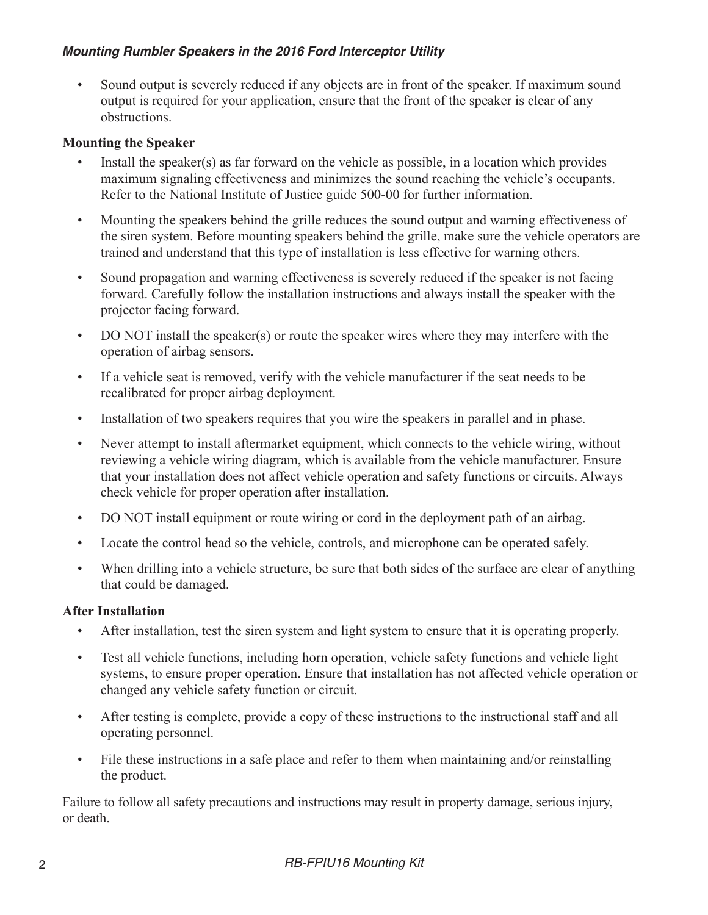- Sound output is severely reduced if any objects are in front of the speaker. If maximum sound output is required for your application, ensure that the front of the speaker is clear of any obstructions.

**Mounting the Speaker**

- Install the speaker(s) as far forward on the vehicle as possible, in a location which provides maximum signaling effectiveness and minimizes the sound reaching the vehicle's occupants. Refer to the National Institute of Justice guide 500-00 for further information.
- Mounting the speakers behind the grille reduces the sound output and warning effectiveness of the siren system. Before mounting speakers behind the grille, make sure the vehicle operators are trained and understand that this type of installation is less effective for warning others.
- Sound propagation and warning effectiveness is severely reduced if the speaker is not facing forward. Carefully follow the installation instructions and always install the speaker with the projector facing forward.
- DO NOT install the speaker(s) or route the speaker wires where they may interfere with the operation of airbag sensors.
- If a vehicle seat is removed, verify with the vehicle manufacturer if the seat needs to be recalibrated for proper airbag deployment.
- Installation of two speakers requires that you wire the speakers in parallel and in phase.
- Never attempt to install aftermarket equipment, which connects to the vehicle wiring, without reviewing a vehicle wiring diagram, which is available from the vehicle manufacturer. Ensure that your installation does not affect vehicle operation and safety functions or circuits. Always check vehicle for proper operation after installation.
- DO NOT install equipment or route wiring or cord in the deployment path of an airbag.
- Locate the control head so the vehicle, controls, and microphone can be operated safely.
- When drilling into a vehicle structure, be sure that both sides of the surface are clear of anything that could be damaged.

**After Installation**

- After installation, test the siren system and light system to ensure that it is operating properly.
- Test all vehicle functions, including horn operation, vehicle safety functions and vehicle light systems, to ensure proper operation. Ensure that installation has not affected vehicle operation or changed any vehicle safety function or circuit.
- After testing is complete, provide a copy of these instructions to the instructional staff and all operating personnel.
- File these instructions in a safe place and refer to them when maintaining and/or reinstalling the product.

Failure to follow all safety precautions and instructions may result in property damage, serious injury, or death.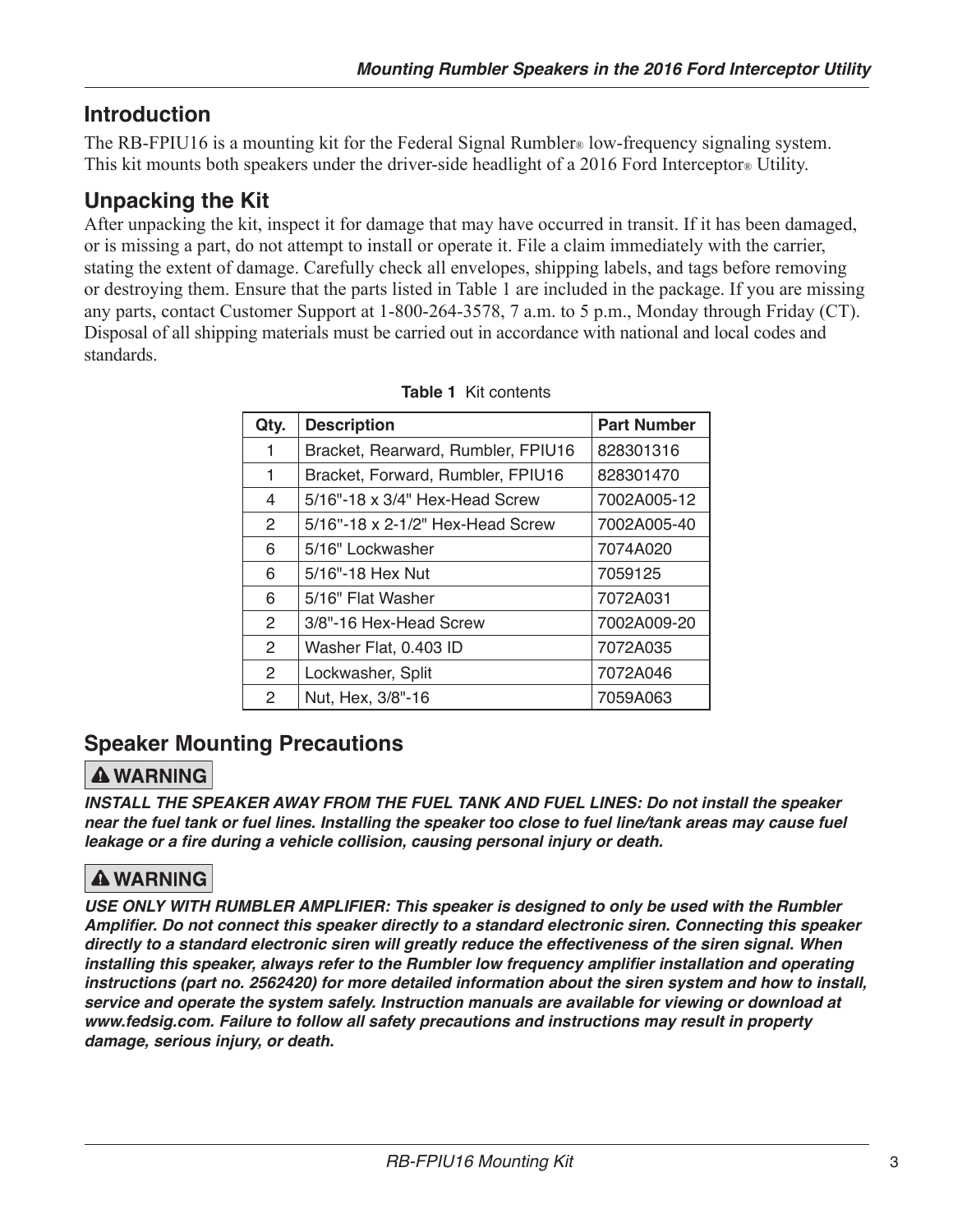## Introduction

The RB-FPIU16 is a mounting kit for the Federal Signal Rumbler® low-frequency signaling system. This kit mounts both speakers under the driver-side headlight of a 2016 Ford Interceptor® Utility.

## Unpacking the Kit

After unpacking the kit, inspect it for damage that may have occurred in transit. If it has been damaged, or is missing a part, do not attempt to install or operate it. File a claim immediately with the carrier, stating the extent of damage. Carefully check all envelopes, shipping labels, and tags before removing or destroying them. Ensure that the parts listed in Table 1 are included in the package. If you are missing any parts, contact Customer Support at 1-800-264-3578, 7 a.m. to 5 p.m., Monday through Friday (CT). Disposal of all shipping materials must be carried out in accordance with national and local codes and standards.

**Table 1** Kit contents

| Qty. | Description | Part Number |
|---|---|---|
| 1 | Bracket, Rearward, Rumbler, FPIU16 | 828301316 |
| 1 | Bracket, Forward, Rumbler, FPIU16 | 828301470 |
| 4 | 5/16"-18 x 3/4" Hex-Head Screw | 7002A005-12 |
| 2 | 5/16"-18 x 2-1/2" Hex-Head Screw | 7002A005-40 |
| 6 | 5/16" Lockwasher | 7074A020 |
| 6 | 5/16"-18 Hex Nut | 7059125 |
| 6 | 5/16" Flat Washer | 7072A031 |
| 2 | 3/8"-16 Hex-Head Screw | 7002A009-20 |
| 2 | Washer Flat, 0.403 ID | 7072A035 |
| 2 | Lockwasher, Split | 7072A046 |
| 2 | Nut, Hex, 3/8"-16 | 7059A063 |

## Speaker Mounting Precautions

**⚠ WARNING**

***INSTALL THE SPEAKER AWAY FROM THE FUEL TANK AND FUEL LINES: Do not install the speaker near the fuel tank or fuel lines. Installing the speaker too close to fuel line/tank areas may cause fuel leakage or a fire during a vehicle collision, causing personal injury or death.***

**⚠ WARNING**

***USE ONLY WITH RUMBLER AMPLIFIER: This speaker is designed to only be used with the Rumbler Amplifier. Do not connect this speaker directly to a standard electronic siren. Connecting this speaker directly to a standard electronic siren will greatly reduce the effectiveness of the siren signal. When installing this speaker, always refer to the Rumbler low frequency amplifier installation and operating instructions (part no. 2562420) for more detailed information about the siren system and how to install, service and operate the system safely. Instruction manuals are available for viewing or download at www.fedsig.com. Failure to follow all safety precautions and instructions may result in property damage, serious injury, or death.***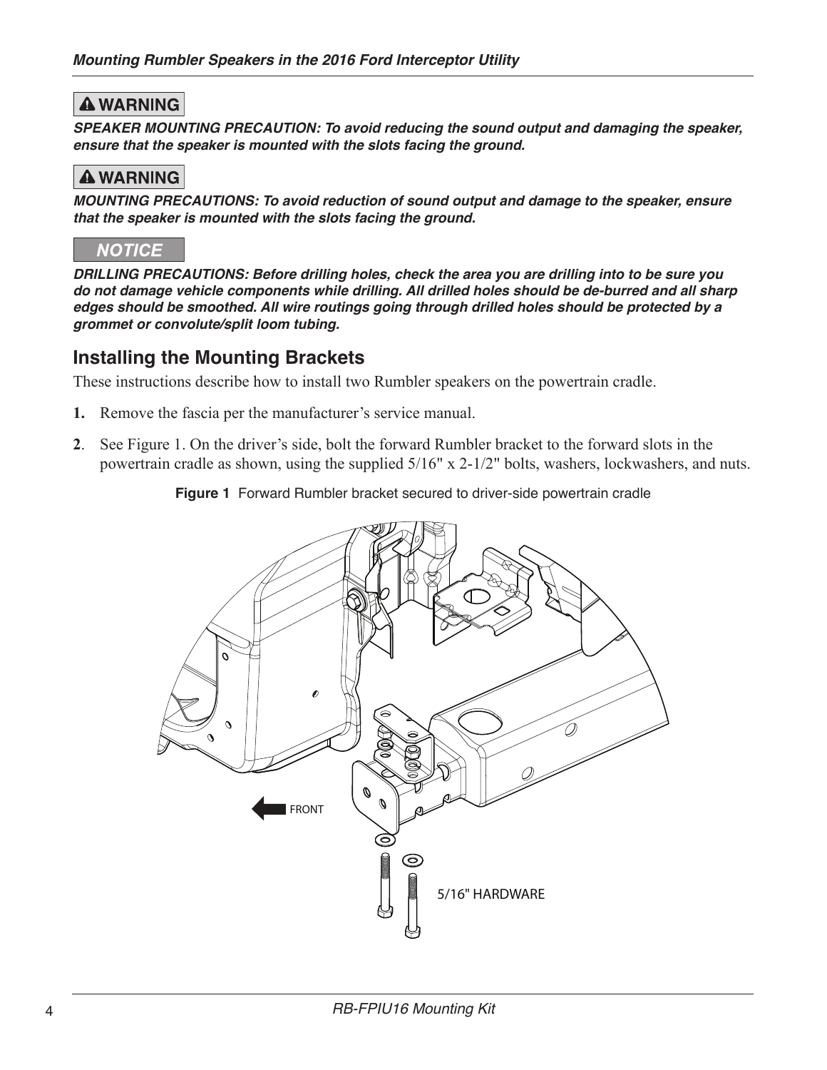**⚠ WARNING**

***SPEAKER MOUNTING PRECAUTION: To avoid reducing the sound output and damaging the speaker, ensure that the speaker is mounted with the slots facing the ground.***

**⚠ WARNING**

***MOUNTING PRECAUTIONS: To avoid reduction of sound output and damage to the speaker, ensure that the speaker is mounted with the slots facing the ground.***

***NOTICE***

***DRILLING PRECAUTIONS: Before drilling holes, check the area you are drilling into to be sure you do not damage vehicle components while drilling. All drilled holes should be de-burred and all sharp edges should be smoothed. All wire routings going through drilled holes should be protected by a grommet or convolute/split loom tubing.***

## Installing the Mounting Brackets

These instructions describe how to install two Rumbler speakers on the powertrain cradle.

1. Remove the fascia per the manufacturer's service manual.
2. See Figure 1. On the driver's side, bolt the forward Rumbler bracket to the forward slots in the powertrain cradle as shown, using the supplied 5/16" x 2-1/2" bolts, washers, lockwashers, and nuts.

**Figure 1** Forward Rumbler bracket secured to driver-side powertrain cradle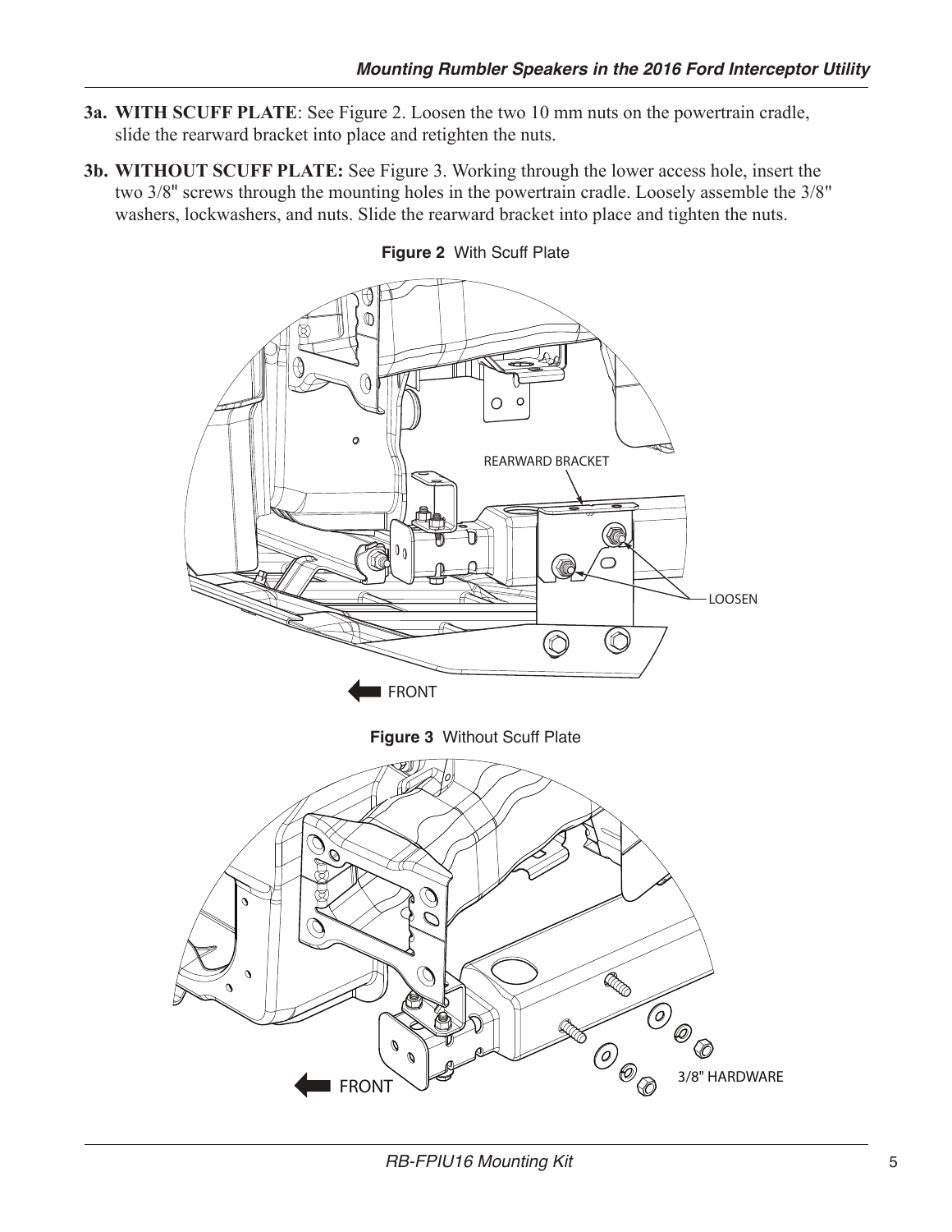**3a. WITH SCUFF PLATE**: See Figure 2. Loosen the two 10 mm nuts on the powertrain cradle, slide the rearward bracket into place and retighten the nuts.

**3b. WITHOUT SCUFF PLATE:** See Figure 3. Working through the lower access hole, insert the two 3/8" screws through the mounting holes in the powertrain cradle. Loosely assemble the 3/8" washers, lockwashers, and nuts. Slide the rearward bracket into place and tighten the nuts.

**Figure 2** With Scuff Plate

**Figure 3** Without Scuff Plate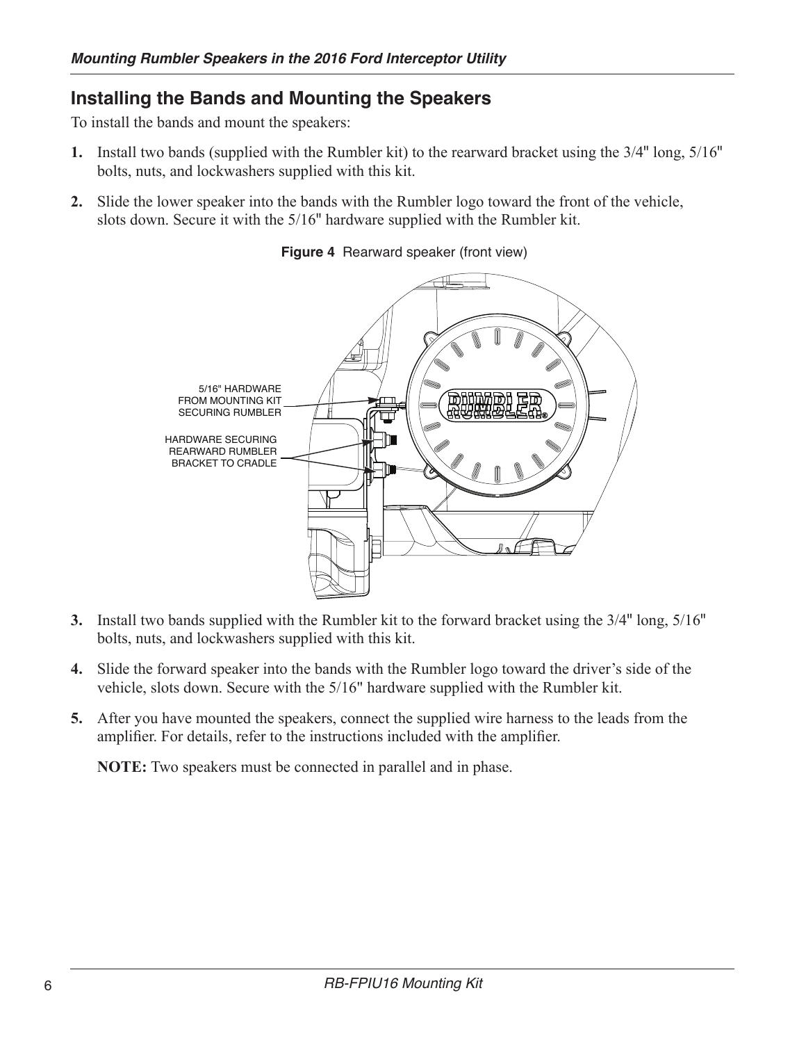## Installing the Bands and Mounting the Speakers

To install the bands and mount the speakers:

1. Install two bands (supplied with the Rumbler kit) to the rearward bracket using the 3/4" long, 5/16" bolts, nuts, and lockwashers supplied with this kit.
2. Slide the lower speaker into the bands with the Rumbler logo toward the front of the vehicle, slots down. Secure it with the 5/16" hardware supplied with the Rumbler kit.

**Figure 4** Rearward speaker (front view)

3. Install two bands supplied with the Rumbler kit to the forward bracket using the 3/4" long, 5/16" bolts, nuts, and lockwashers supplied with this kit.
4. Slide the forward speaker into the bands with the Rumbler logo toward the driver's side of the vehicle, slots down. Secure with the 5/16" hardware supplied with the Rumbler kit.
5. After you have mounted the speakers, connect the supplied wire harness to the leads from the amplifier. For details, refer to the instructions included with the amplifier.

   **NOTE:** Two speakers must be connected in parallel and in phase.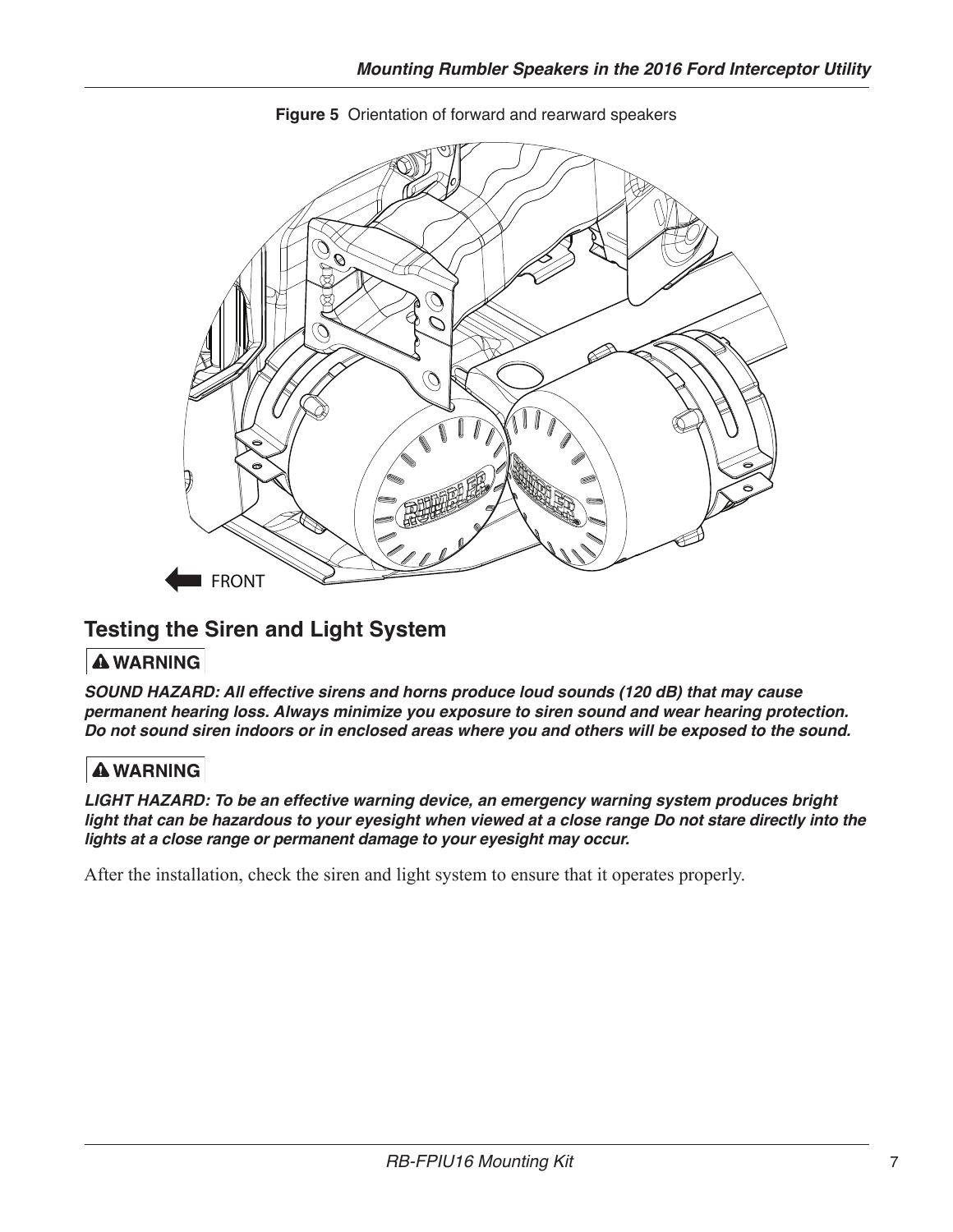**Figure 5** Orientation of forward and rearward speakers

## Testing the Siren and Light System

**⚠ WARNING**

***SOUND HAZARD: All effective sirens and horns produce loud sounds (120 dB) that may cause permanent hearing loss. Always minimize you exposure to siren sound and wear hearing protection. Do not sound siren indoors or in enclosed areas where you and others will be exposed to the sound.***

**⚠ WARNING**

***LIGHT HAZARD: To be an effective warning device, an emergency warning system produces bright light that can be hazardous to your eyesight when viewed at a close range Do not stare directly into the lights at a close range or permanent damage to your eyesight may occur.***

After the installation, check the siren and light system to ensure that it operates properly.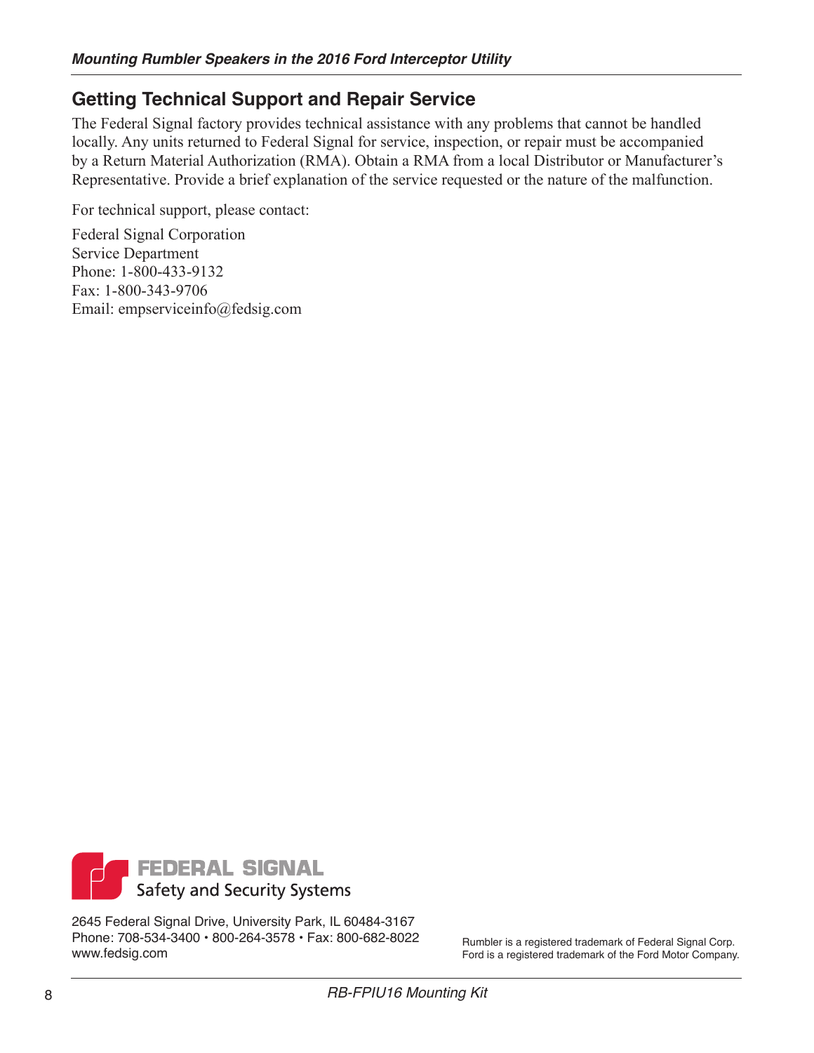## Getting Technical Support and Repair Service

The Federal Signal factory provides technical assistance with any problems that cannot be handled locally. Any units returned to Federal Signal for service, inspection, or repair must be accompanied by a Return Material Authorization (RMA). Obtain a RMA from a local Distributor or Manufacturer's Representative. Provide a brief explanation of the service requested or the nature of the malfunction.

For technical support, please contact:

Federal Signal Corporation
Service Department
Phone: 1-800-433-9132
Fax: 1-800-343-9706
Email: empserviceinfo@fedsig.com

FEDERAL SIGNAL
Safety and Security Systems

2645 Federal Signal Drive, University Park, IL 60484-3167
Phone: 708-534-3400 • 800-264-3578 • Fax: 800-682-8022
www.fedsig.com

Rumbler is a registered trademark of Federal Signal Corp.
Ford is a registered trademark of the Ford Motor Company.